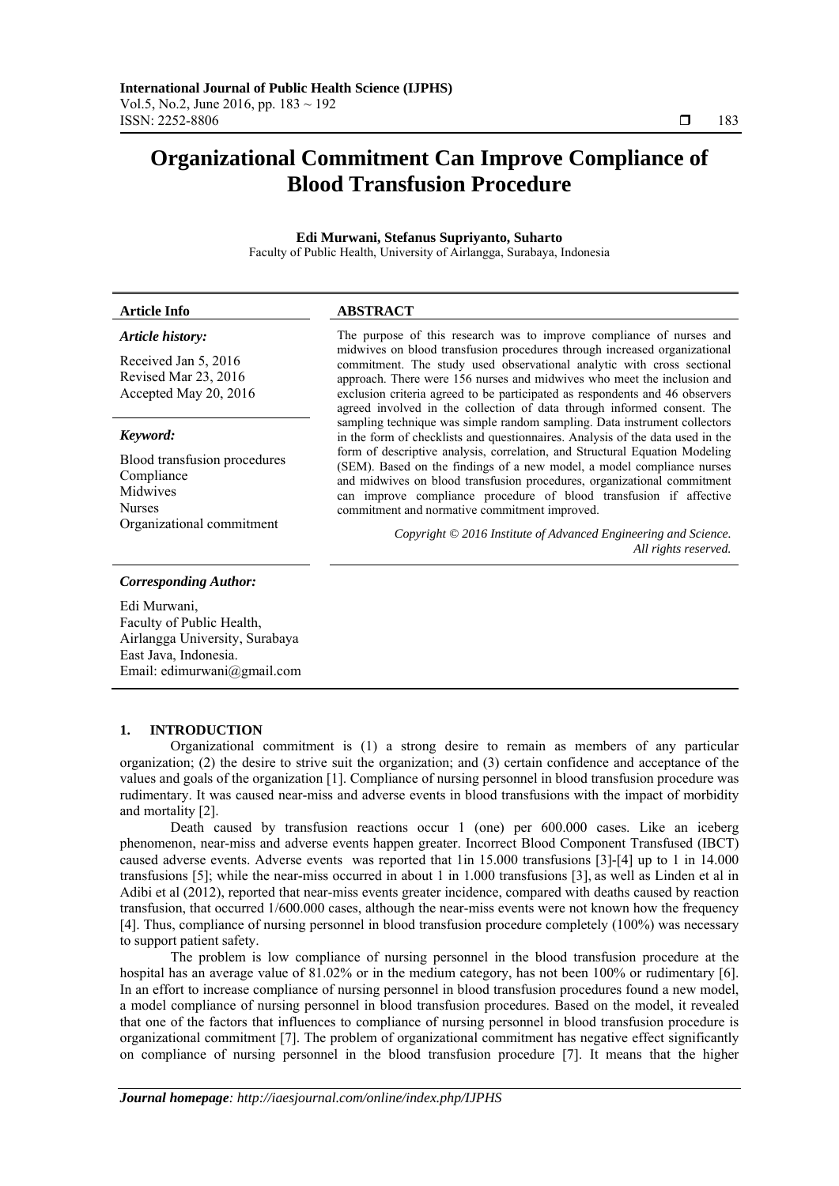# Organizational Commitment Can Improve Compliance of Blood Transfusion Procedure

**Edi Murwani, Stefanus Supriyanto, Suharto**

Faculty of Public Health, University of Airlangga, Surabaya, Indonesia

| **Article Info** | **ABSTRACT** |
|---|---|
| ***Article history:*** Received Jan 5, 2016 Revised Mar 23, 2016 Accepted May 20, 2016 | The purpose of this research was to improve compliance of nurses and midwives on blood transfusion procedures through increased organizational commitment. The study used observational analytic with cross sectional approach. There were 156 nurses and midwives who meet the inclusion and exclusion criteria agreed to be participated as respondents and 46 observers agreed involved in the collection of data through informed consent. The sampling technique was simple random sampling. Data instrument collectors in the form of checklists and questionnaires. Analysis of the data used in the form of descriptive analysis, correlation, and Structural Equation Modeling (SEM). Based on the findings of a new model, a model compliance nurses and midwives on blood transfusion procedures, organizational commitment can improve compliance procedure of blood transfusion if affective commitment and normative commitment improved. |
| ***Keyword:*** Blood transfusion procedures, Compliance, Midwives, Nurses, Organizational commitment | *Copyright © 2016 Institute of Advanced Engineering and Science. All rights reserved.* |

***Corresponding Author:***

Edi Murwani,
Faculty of Public Health,
Airlangga University, Surabaya
East Java, Indonesia.
Email: edimurwani@gmail.com

## 1. INTRODUCTION

Organizational commitment is (1) a strong desire to remain as members of any particular organization; (2) the desire to strive suit the organization; and (3) certain confidence and acceptance of the values and goals of the organization [1]. Compliance of nursing personnel in blood transfusion procedure was rudimentary. It was caused near-miss and adverse events in blood transfusions with the impact of morbidity and mortality [2].

Death caused by transfusion reactions occur 1 (one) per 600.000 cases. Like an iceberg phenomenon, near-miss and adverse events happen greater. Incorrect Blood Component Transfused (IBCT) caused adverse events. Adverse events was reported that 1in 15.000 transfusions [3]-[4] up to 1 in 14.000 transfusions [5]; while the near-miss occurred in about 1 in 1.000 transfusions [3], as well as Linden et al in Adibi et al (2012), reported that near-miss events greater incidence, compared with deaths caused by reaction transfusion, that occurred 1/600.000 cases, although the near-miss events were not known how the frequency [4]. Thus, compliance of nursing personnel in blood transfusion procedure completely (100%) was necessary to support patient safety.

The problem is low compliance of nursing personnel in the blood transfusion procedure at the hospital has an average value of 81.02% or in the medium category, has not been 100% or rudimentary [6]. In an effort to increase compliance of nursing personnel in blood transfusion procedures found a new model, a model compliance of nursing personnel in blood transfusion procedures. Based on the model, it revealed that one of the factors that influences to compliance of nursing personnel in blood transfusion procedure is organizational commitment [7]. The problem of organizational commitment has negative effect significantly on compliance of nursing personnel in the blood transfusion procedure [7]. It means that the higher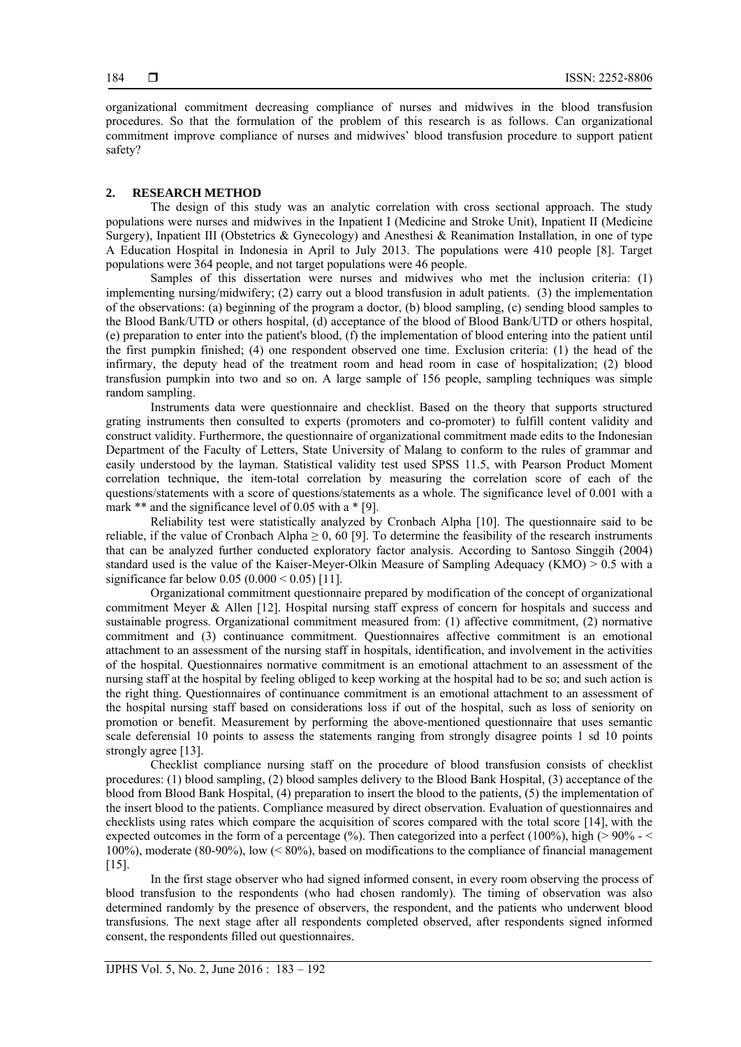organizational commitment decreasing compliance of nurses and midwives in the blood transfusion procedures. So that the formulation of the problem of this research is as follows. Can organizational commitment improve compliance of nurses and midwives' blood transfusion procedure to support patient safety?

## 2. RESEARCH METHOD

The design of this study was an analytic correlation with cross sectional approach. The study populations were nurses and midwives in the Inpatient I (Medicine and Stroke Unit), Inpatient II (Medicine Surgery), Inpatient III (Obstetrics & Gynecology) and Anesthesi & Reanimation Installation, in one of type A Education Hospital in Indonesia in April to July 2013. The populations were 410 people [8]. Target populations were 364 people, and not target populations were 46 people.

Samples of this dissertation were nurses and midwives who met the inclusion criteria: (1) implementing nursing/midwifery; (2) carry out a blood transfusion in adult patients. (3) the implementation of the observations: (a) beginning of the program a doctor, (b) blood sampling, (c) sending blood samples to the Blood Bank/UTD or others hospital, (d) acceptance of the blood of Blood Bank/UTD or others hospital, (e) preparation to enter into the patient's blood, (f) the implementation of blood entering into the patient until the first pumpkin finished; (4) one respondent observed one time. Exclusion criteria: (1) the head of the infirmary, the deputy head of the treatment room and head room in case of hospitalization; (2) blood transfusion pumpkin into two and so on. A large sample of 156 people, sampling techniques was simple random sampling.

Instruments data were questionnaire and checklist. Based on the theory that supports structured grating instruments then consulted to experts (promoters and co-promoter) to fulfill content validity and construct validity. Furthermore, the questionnaire of organizational commitment made edits to the Indonesian Department of the Faculty of Letters, State University of Malang to conform to the rules of grammar and easily understood by the layman. Statistical validity test used SPSS 11.5, with Pearson Product Moment correlation technique, the item-total correlation by measuring the correlation score of each of the questions/statements with a score of questions/statements as a whole. The significance level of 0.001 with a mark ** and the significance level of 0.05 with a * [9].

Reliability test were statistically analyzed by Cronbach Alpha [10]. The questionnaire said to be reliable, if the value of Cronbach Alpha $\geq 0, 60$ [9]. To determine the feasibility of the research instruments that can be analyzed further conducted exploratory factor analysis. According to Santoso Singgih (2004) standard used is the value of the Kaiser-Meyer-Olkin Measure of Sampling Adequacy (KMO) $> 0.5$ with a significance far below 0.05 ($0.000 < 0.05$) [11].

Organizational commitment questionnaire prepared by modification of the concept of organizational commitment Meyer & Allen [12]. Hospital nursing staff express of concern for hospitals and success and sustainable progress. Organizational commitment measured from: (1) affective commitment, (2) normative commitment and (3) continuance commitment. Questionnaires affective commitment is an emotional attachment to an assessment of the nursing staff in hospitals, identification, and involvement in the activities of the hospital. Questionnaires normative commitment is an emotional attachment to an assessment of the nursing staff at the hospital by feeling obliged to keep working at the hospital had to be so; and such action is the right thing. Questionnaires of continuance commitment is an emotional attachment to an assessment of the hospital nursing staff based on considerations loss if out of the hospital, such as loss of seniority on promotion or benefit. Measurement by performing the above-mentioned questionnaire that uses semantic scale deferensial 10 points to assess the statements ranging from strongly disagree points 1 sd 10 points strongly agree [13].

Checklist compliance nursing staff on the procedure of blood transfusion consists of checklist procedures: (1) blood sampling, (2) blood samples delivery to the Blood Bank Hospital, (3) acceptance of the blood from Blood Bank Hospital, (4) preparation to insert the blood to the patients, (5) the implementation of the insert blood to the patients. Compliance measured by direct observation. Evaluation of questionnaires and checklists using rates which compare the acquisition of scores compared with the total score [14], with the expected outcomes in the form of a percentage (%). Then categorized into a perfect (100%), high (> 90% - < 100%), moderate (80-90%), low (< 80%), based on modifications to the compliance of financial management [15].

In the first stage observer who had signed informed consent, in every room observing the process of blood transfusion to the respondents (who had chosen randomly). The timing of observation was also determined randomly by the presence of observers, the respondent, and the patients who underwent blood transfusions. The next stage after all respondents completed observed, after respondents signed informed consent, the respondents filled out questionnaires.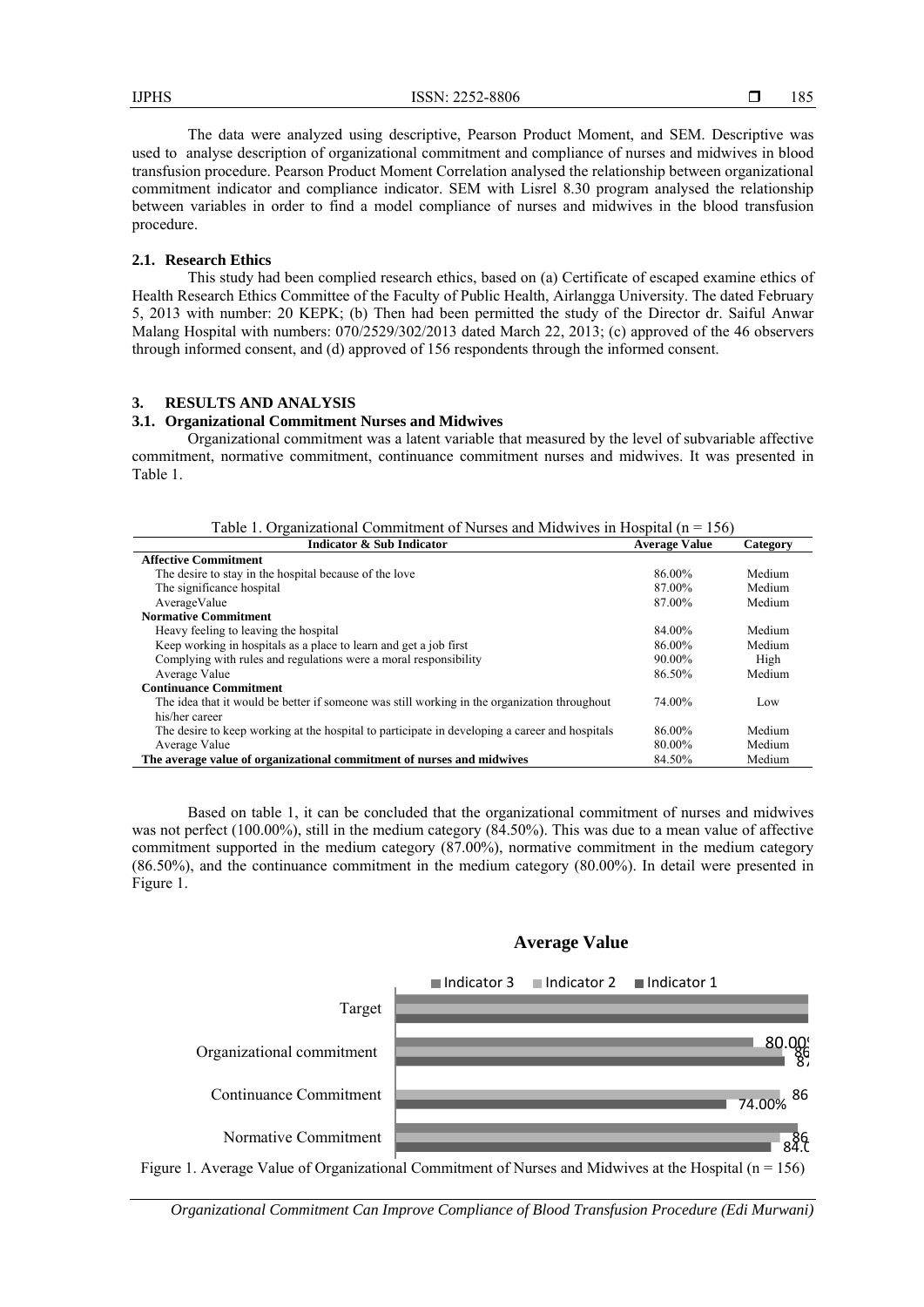The data were analyzed using descriptive, Pearson Product Moment, and SEM. Descriptive was used to analyse description of organizational commitment and compliance of nurses and midwives in blood transfusion procedure. Pearson Product Moment Correlation analysed the relationship between organizational commitment indicator and compliance indicator. SEM with Lisrel 8.30 program analysed the relationship between variables in order to find a model compliance of nurses and midwives in the blood transfusion procedure.

### 2.1. Research Ethics

This study had been complied research ethics, based on (a) Certificate of escaped examine ethics of Health Research Ethics Committee of the Faculty of Public Health, Airlangga University. The dated February 5, 2013 with number: 20 KEPK; (b) Then had been permitted the study of the Director dr. Saiful Anwar Malang Hospital with numbers: 070/2529/302/2013 dated March 22, 2013; (c) approved of the 46 observers through informed consent, and (d) approved of 156 respondents through the informed consent.

## 3. RESULTS AND ANALYSIS

### 3.1. Organizational Commitment Nurses and Midwives

Organizational commitment was a latent variable that measured by the level of subvariable affective commitment, normative commitment, continuance commitment nurses and midwives. It was presented in Table 1.

Table 1. Organizational Commitment of Nurses and Midwives in Hospital (n = 156)

| Indicator & Sub Indicator | Average Value | Category |
|---|---|---|
| **Affective Commitment** | | |
| The desire to stay in the hospital because of the love | 86.00% | Medium |
| The significance hospital | 87.00% | Medium |
| AverageValue | 87.00% | Medium |
| **Normative Commitment** | | |
| Heavy feeling to leaving the hospital | 84.00% | Medium |
| Keep working in hospitals as a place to learn and get a job first | 86.00% | Medium |
| Complying with rules and regulations were a moral responsibility | 90.00% | High |
| Average Value | 86.50% | Medium |
| **Continuance Commitment** | | |
| The idea that it would be better if someone was still working in the organization throughout his/her career | 74.00% | Low |
| The desire to keep working at the hospital to participate in developing a career and hospitals | 86.00% | Medium |
| Average Value | 80.00% | Medium |
| **The average value of organizational commitment of nurses and midwives** | 84.50% | Medium |

Based on table 1, it can be concluded that the organizational commitment of nurses and midwives was not perfect (100.00%), still in the medium category (84.50%). This was due to a mean value of affective commitment supported in the medium category (87.00%), normative commitment in the medium category (86.50%), and the continuance commitment in the medium category (80.00%). In detail were presented in Figure 1.

Figure 1. Average Value of Organizational Commitment of Nurses and Midwives at the Hospital (n = 156)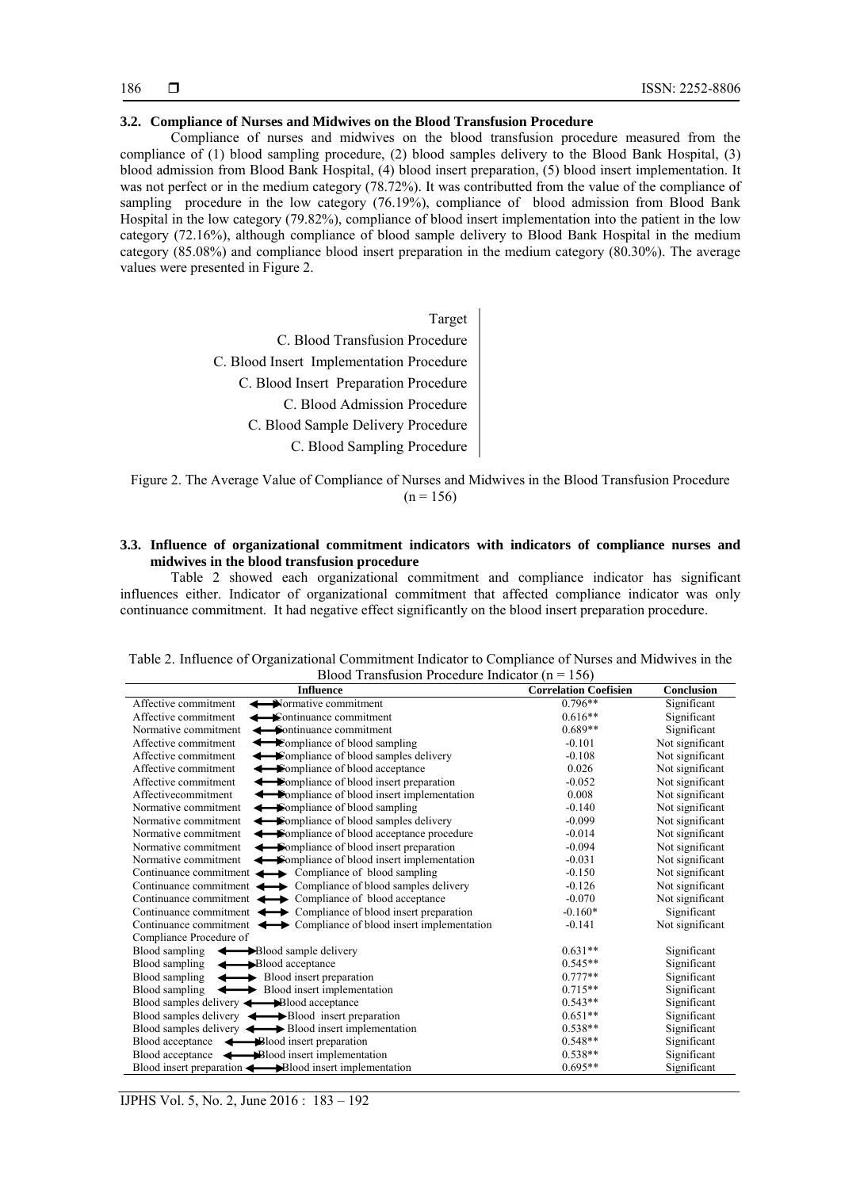### 3.2. Compliance of Nurses and Midwives on the Blood Transfusion Procedure

Compliance of nurses and midwives on the blood transfusion procedure measured from the compliance of (1) blood sampling procedure, (2) blood samples delivery to the Blood Bank Hospital, (3) blood admission from Blood Bank Hospital, (4) blood insert preparation, (5) blood insert implementation. It was not perfect or in the medium category (78.72%). It was contributted from the value of the compliance of sampling procedure in the low category (76.19%), compliance of blood admission from Blood Bank Hospital in the low category (79.82%), compliance of blood insert implementation into the patient in the low category (72.16%), although compliance of blood sample delivery to Blood Bank Hospital in the medium category (85.08%) and compliance blood insert preparation in the medium category (80.30%). The average values were presented in Figure 2.

Target
C. Blood Transfusion Procedure
C. Blood Insert Implementation Procedure
C. Blood Insert Preparation Procedure
C. Blood Admission Procedure
C. Blood Sample Delivery Procedure
C. Blood Sampling Procedure

Figure 2. The Average Value of Compliance of Nurses and Midwives in the Blood Transfusion Procedure (n = 156)

### 3.3. Influence of organizational commitment indicators with indicators of compliance nurses and midwives in the blood transfusion procedure

Table 2 showed each organizational commitment and compliance indicator has significant influences either. Indicator of organizational commitment that affected compliance indicator was only continuance commitment. It had negative effect significantly on the blood insert preparation procedure.

Table 2. Influence of Organizational Commitment Indicator to Compliance of Nurses and Midwives in the Blood Transfusion Procedure Indicator (n = 156)

| Influence | Correlation Coefisien | Conclusion |
|---|---|---|
| Affective commitment ⟷ Normative commitment | 0.796** | Significant |
| Affective commitment ⟷ Continuance commitment | 0.616** | Significant |
| Normative commitment ⟷ Continuance commitment | 0.689** | Significant |
| Affective commitment ⟷ Compliance of blood sampling | -0.101 | Not significant |
| Affective commitment ⟷ Compliance of blood samples delivery | -0.108 | Not significant |
| Affective commitment ⟷ Compliance of blood acceptance | 0.026 | Not significant |
| Affective commitment ⟷ Compliance of blood insert preparation | -0.052 | Not significant |
| Affectivecommitment ⟷ Compliance of blood insert implementation | 0.008 | Not significant |
| Normative commitment ⟷ Compliance of blood sampling | -0.140 | Not significant |
| Normative commitment ⟷ Compliance of blood samples delivery | -0.099 | Not significant |
| Normative commitment ⟷ Compliance of blood acceptance procedure | -0.014 | Not significant |
| Normative commitment ⟷ Compliance of blood insert preparation | -0.094 | Not significant |
| Normative commitment ⟷ Compliance of blood insert implementation | -0.031 | Not significant |
| Continuance commitment ⟷ Compliance of blood sampling | -0.150 | Not significant |
| Continuance commitment ⟷ Compliance of blood samples delivery | -0.126 | Not significant |
| Continuance commitment ⟷ Compliance of blood acceptance | -0.070 | Not significant |
| Continuance commitment ⟷ Compliance of blood insert preparation | -0.160* | Significant |
| Continuance commitment ⟷ Compliance of blood insert implementation | -0.141 | Not significant |
| Compliance Procedure of | | |
| Blood sampling ⟷ Blood sample delivery | 0.631** | Significant |
| Blood sampling ⟷ Blood acceptance | 0.545** | Significant |
| Blood sampling ⟷ Blood insert preparation | 0.777** | Significant |
| Blood sampling ⟷ Blood insert implementation | 0.715** | Significant |
| Blood samples delivery ⟷ Blood acceptance | 0.543** | Significant |
| Blood samples delivery ⟷ Blood insert preparation | 0.651** | Significant |
| Blood samples delivery ⟷ Blood insert implementation | 0.538** | Significant |
| Blood acceptance ⟷ Blood insert preparation | 0.548** | Significant |
| Blood acceptance ⟷ Blood insert implementation | 0.538** | Significant |
| Blood insert preparation ⟷ Blood insert implementation | 0.695** | Significant |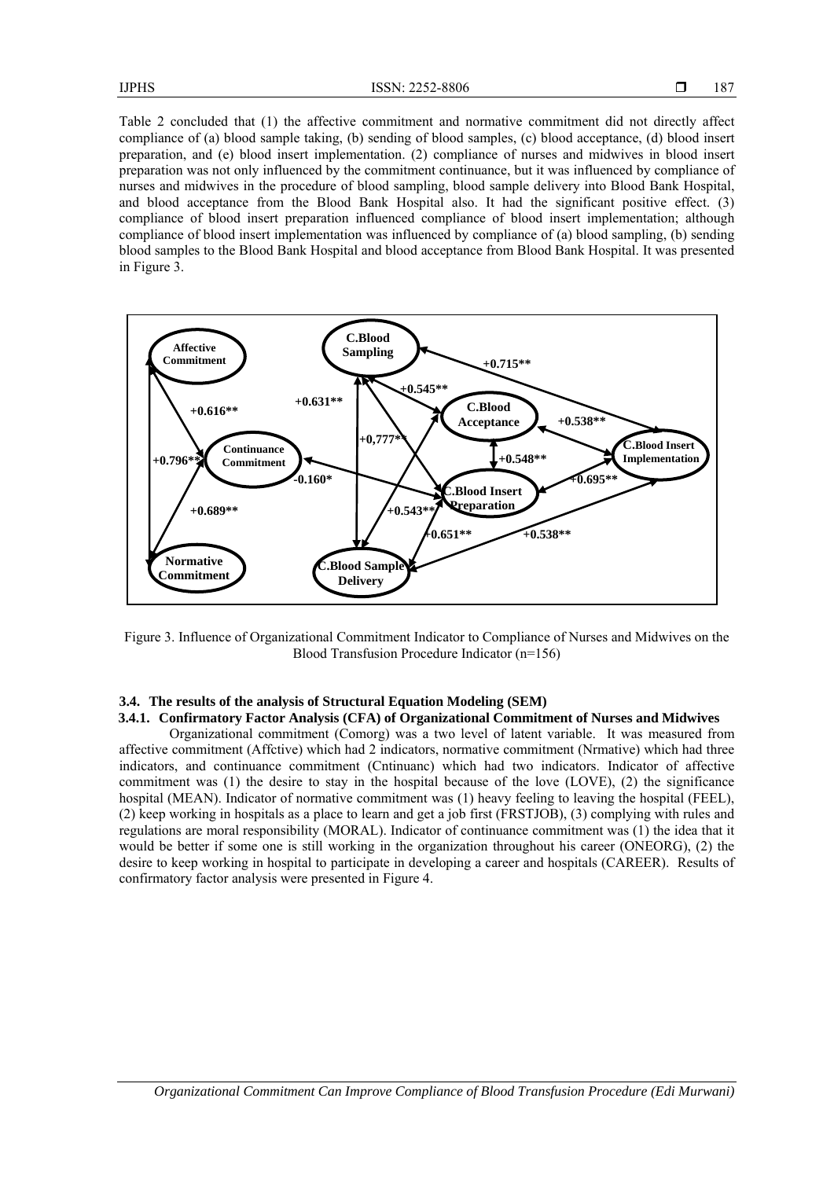Table 2 concluded that (1) the affective commitment and normative commitment did not directly affect compliance of (a) blood sample taking, (b) sending of blood samples, (c) blood acceptance, (d) blood insert preparation, and (e) blood insert implementation. (2) compliance of nurses and midwives in blood insert preparation was not only influenced by the commitment continuance, but it was influenced by compliance of nurses and midwives in the procedure of blood sampling, blood sample delivery into Blood Bank Hospital, and blood acceptance from the Blood Bank Hospital also. It had the significant positive effect. (3) compliance of blood insert preparation influenced compliance of blood insert implementation; although compliance of blood insert implementation was influenced by compliance of (a) blood sampling, (b) sending blood samples to the Blood Bank Hospital and blood acceptance from Blood Bank Hospital. It was presented in Figure 3.

Figure 3. Influence of Organizational Commitment Indicator to Compliance of Nurses and Midwives on the Blood Transfusion Procedure Indicator (n=156)

### 3.4. The results of the analysis of Structural Equation Modeling (SEM)

#### 3.4.1. Confirmatory Factor Analysis (CFA) of Organizational Commitment of Nurses and Midwives

Organizational commitment (Comorg) was a two level of latent variable. It was measured from affective commitment (Affctive) which had 2 indicators, normative commitment (Nrmative) which had three indicators, and continuance commitment (Cntinuanc) which had two indicators. Indicator of affective commitment was (1) the desire to stay in the hospital because of the love (LOVE), (2) the significance hospital (MEAN). Indicator of normative commitment was (1) heavy feeling to leaving the hospital (FEEL), (2) keep working in hospitals as a place to learn and get a job first (FRSTJOB), (3) complying with rules and regulations are moral responsibility (MORAL). Indicator of continuance commitment was (1) the idea that it would be better if some one is still working in the organization throughout his career (ONEORG), (2) the desire to keep working in hospital to participate in developing a career and hospitals (CAREER). Results of confirmatory factor analysis were presented in Figure 4.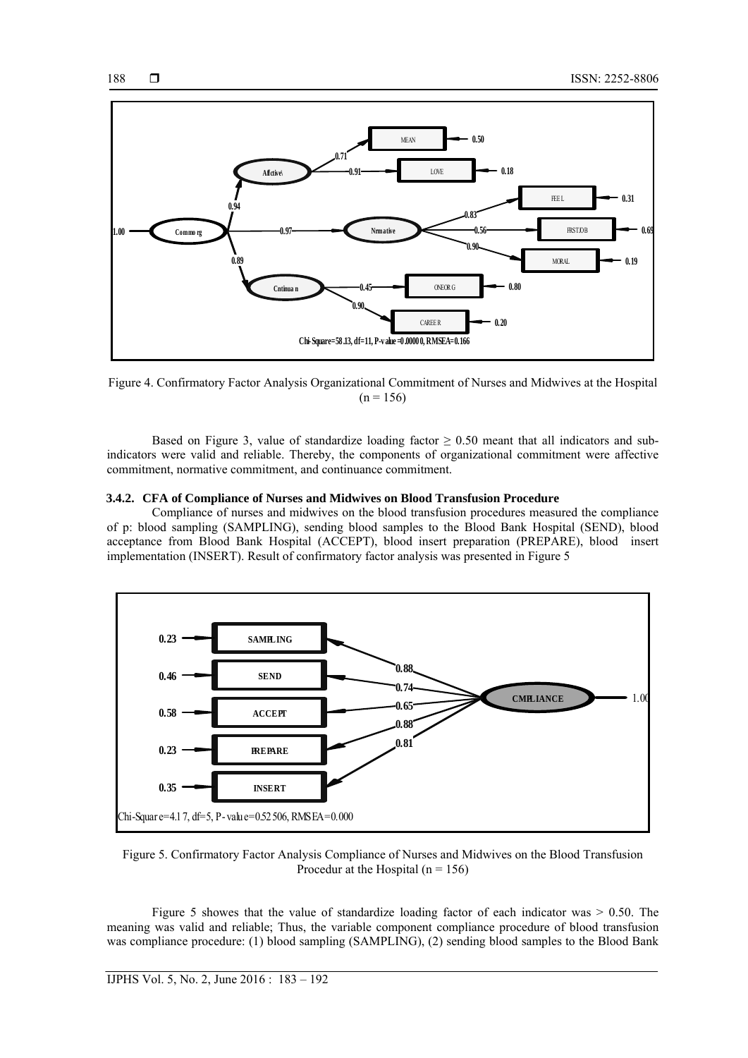Figure 4. Confirmatory Factor Analysis Organizational Commitment of Nurses and Midwives at the Hospital (n = 156)

Based on Figure 3, value of standardize loading factor ≥ 0.50 meant that all indicators and sub-indicators were valid and reliable. Thereby, the components of organizational commitment were affective commitment, normative commitment, and continuance commitment.

### 3.4.2. CFA of Compliance of Nurses and Midwives on Blood Transfusion Procedure

Compliance of nurses and midwives on the blood transfusion procedures measured the compliance of p: blood sampling (SAMPLING), sending blood samples to the Blood Bank Hospital (SEND), blood acceptance from Blood Bank Hospital (ACCEPT), blood insert preparation (PREPARE), blood insert implementation (INSERT). Result of confirmatory factor analysis was presented in Figure 5

Figure 5. Confirmatory Factor Analysis Compliance of Nurses and Midwives on the Blood Transfusion Procedur at the Hospital (n = 156)

Figure 5 showes that the value of standardize loading factor of each indicator was > 0.50. The meaning was valid and reliable; Thus, the variable component compliance procedure of blood transfusion was compliance procedure: (1) blood sampling (SAMPLING), (2) sending blood samples to the Blood Bank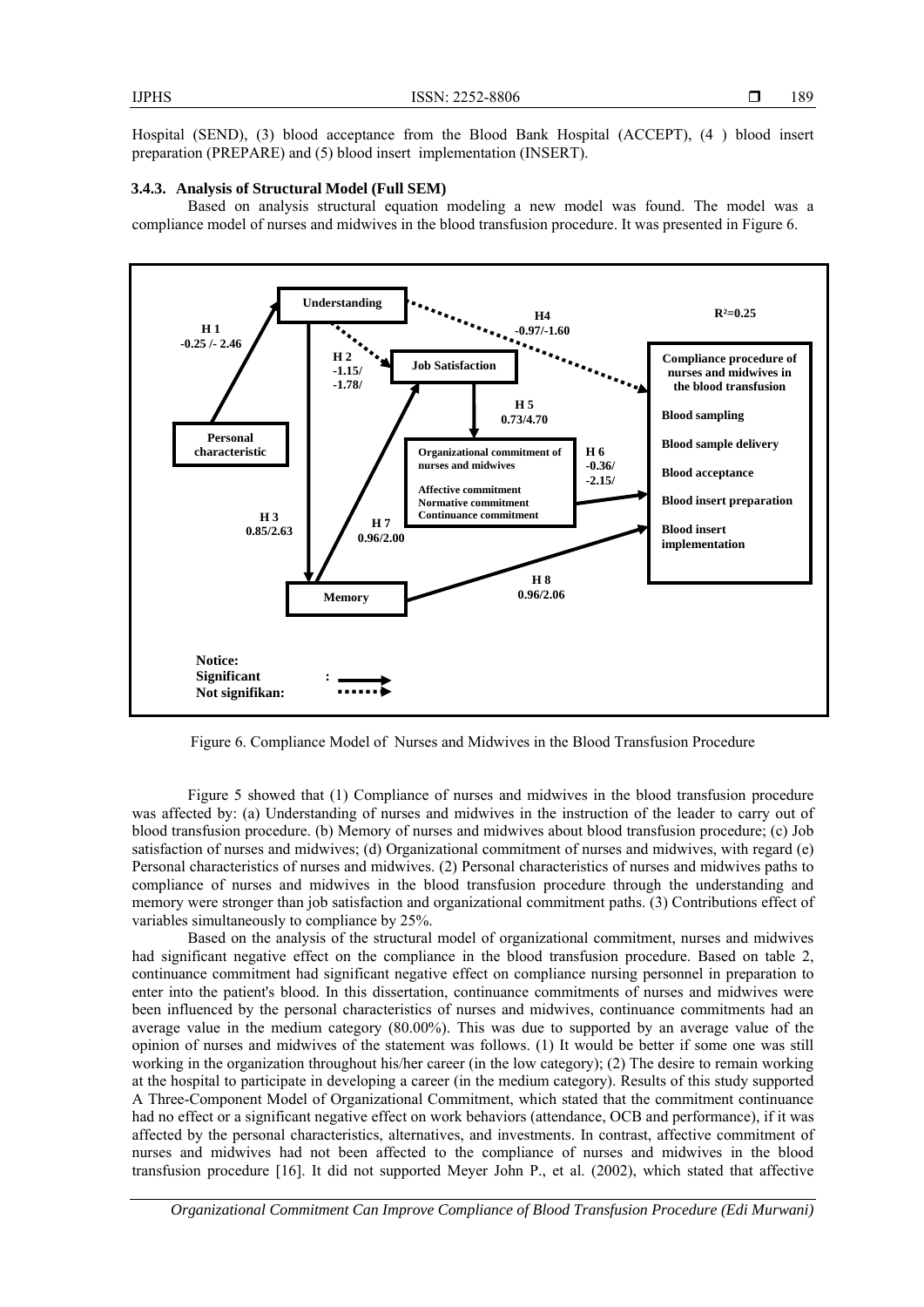Hospital (SEND), (3) blood acceptance from the Blood Bank Hospital (ACCEPT), (4 ) blood insert preparation (PREPARE) and (5) blood insert implementation (INSERT).

### 3.4.3. Analysis of Structural Model (Full SEM)

Based on analysis structural equation modeling a new model was found. The model was a compliance model of nurses and midwives in the blood transfusion procedure. It was presented in Figure 6.

Figure 6. Compliance Model of Nurses and Midwives in the Blood Transfusion Procedure

Figure 5 showed that (1) Compliance of nurses and midwives in the blood transfusion procedure was affected by: (a) Understanding of nurses and midwives in the instruction of the leader to carry out of blood transfusion procedure. (b) Memory of nurses and midwives about blood transfusion procedure; (c) Job satisfaction of nurses and midwives; (d) Organizational commitment of nurses and midwives, with regard (e) Personal characteristics of nurses and midwives. (2) Personal characteristics of nurses and midwives paths to compliance of nurses and midwives in the blood transfusion procedure through the understanding and memory were stronger than job satisfaction and organizational commitment paths. (3) Contributions effect of variables simultaneously to compliance by 25%.

Based on the analysis of the structural model of organizational commitment, nurses and midwives had significant negative effect on the compliance in the blood transfusion procedure. Based on table 2, continuance commitment had significant negative effect on compliance nursing personnel in preparation to enter into the patient's blood. In this dissertation, continuance commitments of nurses and midwives were been influenced by the personal characteristics of nurses and midwives, continuance commitments had an average value in the medium category (80.00%). This was due to supported by an average value of the opinion of nurses and midwives of the statement was follows. (1) It would be better if some one was still working in the organization throughout his/her career (in the low category); (2) The desire to remain working at the hospital to participate in developing a career (in the medium category). Results of this study supported A Three-Component Model of Organizational Commitment, which stated that the commitment continuance had no effect or a significant negative effect on work behaviors (attendance, OCB and performance), if it was affected by the personal characteristics, alternatives, and investments. In contrast, affective commitment of nurses and midwives had not been affected to the compliance of nurses and midwives in the blood transfusion procedure [16]. It did not supported Meyer John P., et al. (2002), which stated that affective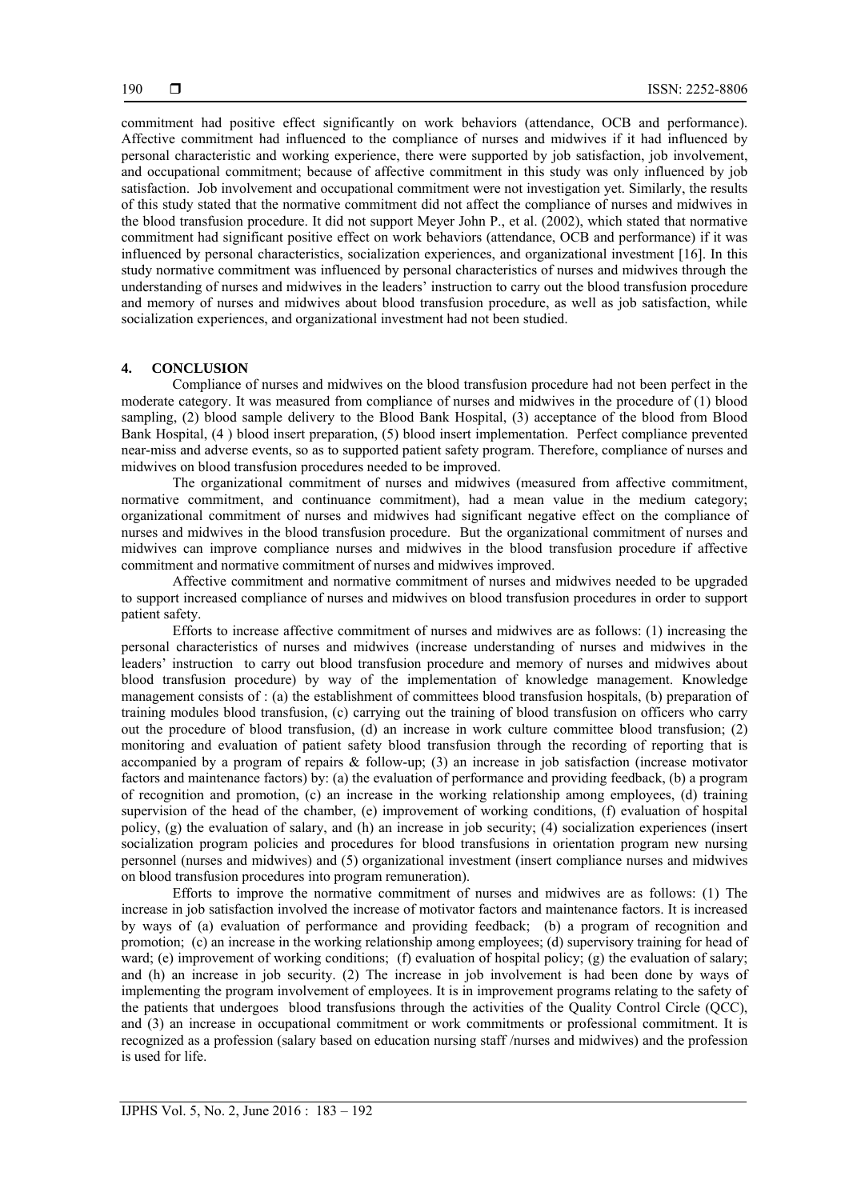commitment had positive effect significantly on work behaviors (attendance, OCB and performance). Affective commitment had influenced to the compliance of nurses and midwives if it had influenced by personal characteristic and working experience, there were supported by job satisfaction, job involvement, and occupational commitment; because of affective commitment in this study was only influenced by job satisfaction. Job involvement and occupational commitment were not investigation yet. Similarly, the results of this study stated that the normative commitment did not affect the compliance of nurses and midwives in the blood transfusion procedure. It did not support Meyer John P., et al. (2002), which stated that normative commitment had significant positive effect on work behaviors (attendance, OCB and performance) if it was influenced by personal characteristics, socialization experiences, and organizational investment [16]. In this study normative commitment was influenced by personal characteristics of nurses and midwives through the understanding of nurses and midwives in the leaders' instruction to carry out the blood transfusion procedure and memory of nurses and midwives about blood transfusion procedure, as well as job satisfaction, while socialization experiences, and organizational investment had not been studied.

## 4. CONCLUSION

Compliance of nurses and midwives on the blood transfusion procedure had not been perfect in the moderate category. It was measured from compliance of nurses and midwives in the procedure of (1) blood sampling, (2) blood sample delivery to the Blood Bank Hospital, (3) acceptance of the blood from Blood Bank Hospital, (4 ) blood insert preparation, (5) blood insert implementation. Perfect compliance prevented near-miss and adverse events, so as to supported patient safety program. Therefore, compliance of nurses and midwives on blood transfusion procedures needed to be improved.

The organizational commitment of nurses and midwives (measured from affective commitment, normative commitment, and continuance commitment), had a mean value in the medium category; organizational commitment of nurses and midwives had significant negative effect on the compliance of nurses and midwives in the blood transfusion procedure. But the organizational commitment of nurses and midwives can improve compliance nurses and midwives in the blood transfusion procedure if affective commitment and normative commitment of nurses and midwives improved.

Affective commitment and normative commitment of nurses and midwives needed to be upgraded to support increased compliance of nurses and midwives on blood transfusion procedures in order to support patient safety.

Efforts to increase affective commitment of nurses and midwives are as follows: (1) increasing the personal characteristics of nurses and midwives (increase understanding of nurses and midwives in the leaders' instruction to carry out blood transfusion procedure and memory of nurses and midwives about blood transfusion procedure) by way of the implementation of knowledge management. Knowledge management consists of : (a) the establishment of committees blood transfusion hospitals, (b) preparation of training modules blood transfusion, (c) carrying out the training of blood transfusion on officers who carry out the procedure of blood transfusion, (d) an increase in work culture committee blood transfusion; (2) monitoring and evaluation of patient safety blood transfusion through the recording of reporting that is accompanied by a program of repairs & follow-up; (3) an increase in job satisfaction (increase motivator factors and maintenance factors) by: (a) the evaluation of performance and providing feedback, (b) a program of recognition and promotion, (c) an increase in the working relationship among employees, (d) training supervision of the head of the chamber, (e) improvement of working conditions, (f) evaluation of hospital policy, (g) the evaluation of salary, and (h) an increase in job security; (4) socialization experiences (insert socialization program policies and procedures for blood transfusions in orientation program new nursing personnel (nurses and midwives) and (5) organizational investment (insert compliance nurses and midwives on blood transfusion procedures into program remuneration).

Efforts to improve the normative commitment of nurses and midwives are as follows: (1) The increase in job satisfaction involved the increase of motivator factors and maintenance factors. It is increased by ways of (a) evaluation of performance and providing feedback; (b) a program of recognition and promotion; (c) an increase in the working relationship among employees; (d) supervisory training for head of ward; (e) improvement of working conditions; (f) evaluation of hospital policy; (g) the evaluation of salary; and (h) an increase in job security. (2) The increase in job involvement is had been done by ways of implementing the program involvement of employees. It is in improvement programs relating to the safety of the patients that undergoes blood transfusions through the activities of the Quality Control Circle (QCC), and (3) an increase in occupational commitment or work commitments or professional commitment. It is recognized as a profession (salary based on education nursing staff /nurses and midwives) and the profession is used for life.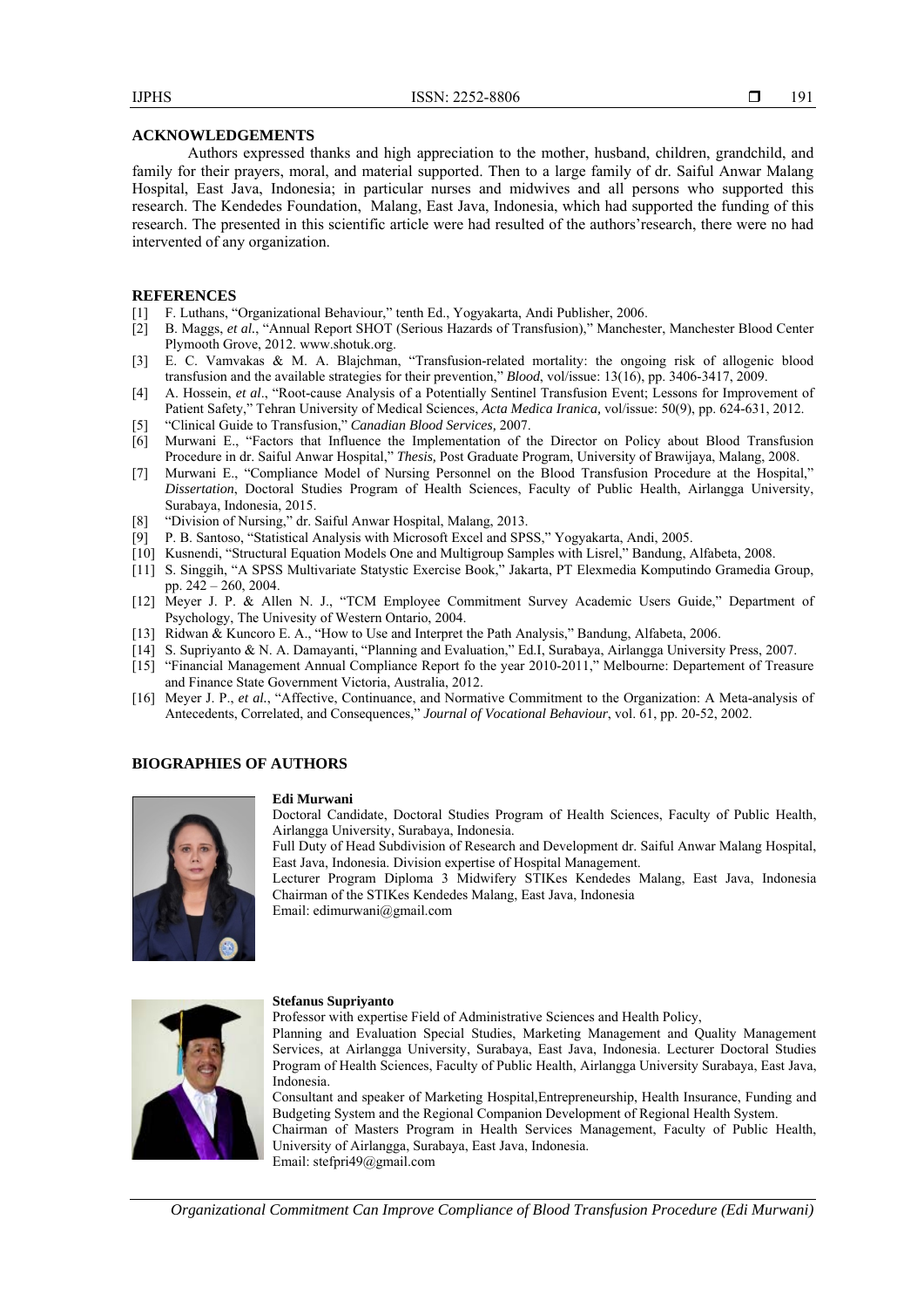## ACKNOWLEDGEMENTS

Authors expressed thanks and high appreciation to the mother, husband, children, grandchild, and family for their prayers, moral, and material supported. Then to a large family of dr. Saiful Anwar Malang Hospital, East Java, Indonesia; in particular nurses and midwives and all persons who supported this research. The Kendedes Foundation, Malang, East Java, Indonesia, which had supported the funding of this research. The presented in this scientific article were had resulted of the authors'research, there were no had intervented of any organization.

## REFERENCES

[1] F. Luthans, "Organizational Behaviour," tenth Ed., Yogyakarta, Andi Publisher, 2006.

[2] B. Maggs, *et al.*, "Annual Report SHOT (Serious Hazards of Transfusion)," Manchester, Manchester Blood Center Plymooth Grove, 2012. www.shotuk.org.

[3] E. C. Vamvakas & M. A. Blajchman, "Transfusion-related mortality: the ongoing risk of allogenic blood transfusion and the available strategies for their prevention," *Blood*, vol/issue: 13(16), pp. 3406-3417, 2009.

[4] A. Hossein, *et al*., "Root-cause Analysis of a Potentially Sentinel Transfusion Event; Lessons for Improvement of Patient Safety," Tehran University of Medical Sciences, *Acta Medica Iranica,* vol/issue: 50(9), pp. 624-631, 2012.

[5] "Clinical Guide to Transfusion," *Canadian Blood Services,* 2007.

[6] Murwani E., "Factors that Influence the Implementation of the Director on Policy about Blood Transfusion Procedure in dr. Saiful Anwar Hospital," *Thesis,* Post Graduate Program, University of Brawijaya, Malang, 2008.

[7] Murwani E., "Compliance Model of Nursing Personnel on the Blood Transfusion Procedure at the Hospital," *Dissertation*, Doctoral Studies Program of Health Sciences, Faculty of Public Health, Airlangga University, Surabaya, Indonesia, 2015.

[8] "Division of Nursing," dr. Saiful Anwar Hospital, Malang, 2013.

[9] P. B. Santoso, "Statistical Analysis with Microsoft Excel and SPSS," Yogyakarta, Andi, 2005.

[10] Kusnendi, "Structural Equation Models One and Multigroup Samples with Lisrel," Bandung, Alfabeta, 2008.

[11] S. Singgih, "A SPSS Multivariate Statystic Exercise Book," Jakarta, PT Elexmedia Komputindo Gramedia Group, pp. 242 – 260, 2004.

[12] Meyer J. P. & Allen N. J., "TCM Employee Commitment Survey Academic Users Guide," Department of Psychology, The Univesity of Western Ontario, 2004.

[13] Ridwan & Kuncoro E. A., "How to Use and Interpret the Path Analysis," Bandung, Alfabeta, 2006.

[14] S. Supriyanto & N. A. Damayanti, "Planning and Evaluation," Ed.I, Surabaya, Airlangga University Press, 2007.

[15] "Financial Management Annual Compliance Report fo the year 2010-2011," Melbourne: Departement of Treasure and Finance State Government Victoria, Australia, 2012.

[16] Meyer J. P., *et al.*, "Affective, Continuance, and Normative Commitment to the Organization: A Meta-analysis of Antecedents, Correlated, and Consequences," *Journal of Vocational Behaviour*, vol. 61, pp. 20-52, 2002.

## BIOGRAPHIES OF AUTHORS

**Edi Murwani**
Doctoral Candidate, Doctoral Studies Program of Health Sciences, Faculty of Public Health, Airlangga University, Surabaya, Indonesia.
Full Duty of Head Subdivision of Research and Development dr. Saiful Anwar Malang Hospital, East Java, Indonesia. Division expertise of Hospital Management.
Lecturer Program Diploma 3 Midwifery STIKes Kendedes Malang, East Java, Indonesia
Chairman of the STIKes Kendedes Malang, East Java, Indonesia
Email: edimurwani@gmail.com

**Stefanus Supriyanto**
Professor with expertise Field of Administrative Sciences and Health Policy,
Planning and Evaluation Special Studies, Marketing Management and Quality Management Services, at Airlangga University, Surabaya, East Java, Indonesia. Lecturer Doctoral Studies Program of Health Sciences, Faculty of Public Health, Airlangga University Surabaya, East Java, Indonesia.
Consultant and speaker of Marketing Hospital,Entrepreneurship, Health Insurance, Funding and Budgeting System and the Regional Companion Development of Regional Health System.
Chairman of Masters Program in Health Services Management, Faculty of Public Health, University of Airlangga, Surabaya, East Java, Indonesia.
Email: stefpri49@gmail.com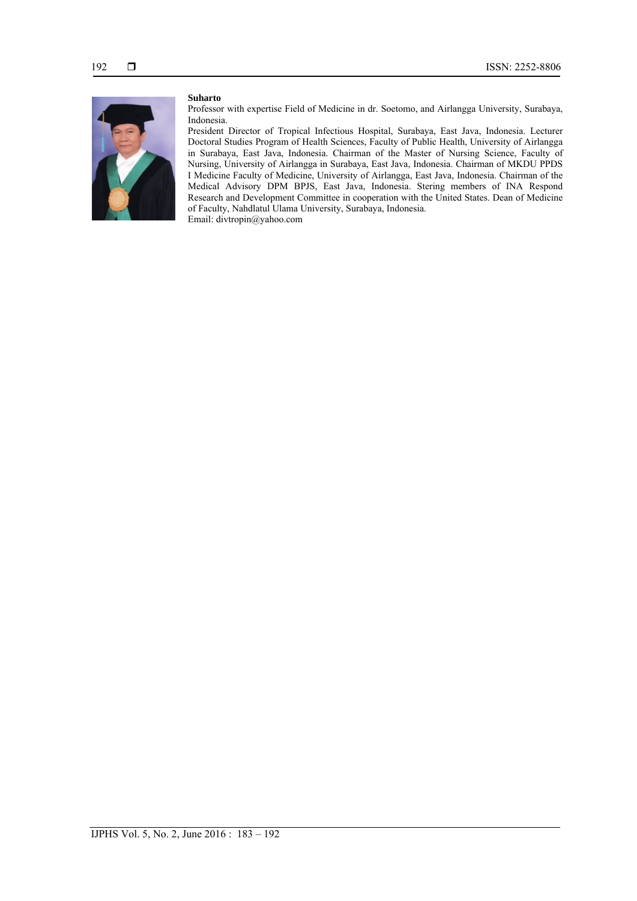**Suharto**

Professor with expertise Field of Medicine in dr. Soetomo, and Airlangga University, Surabaya, Indonesia.

President Director of Tropical Infectious Hospital, Surabaya, East Java, Indonesia. Lecturer Doctoral Studies Program of Health Sciences, Faculty of Public Health, University of Airlangga in Surabaya, East Java, Indonesia. Chairman of the Master of Nursing Science, Faculty of Nursing, University of Airlangga in Surabaya, East Java, Indonesia. Chairman of MKDU PPDS I Medicine Faculty of Medicine, University of Airlangga, East Java, Indonesia. Chairman of the Medical Advisory DPM BPJS, East Java, Indonesia. Stering members of INA Respond Research and Development Committee in cooperation with the United States. Dean of Medicine of Faculty, Nahdlatul Ulama University, Surabaya, Indonesia.

Email: divtropin@yahoo.com